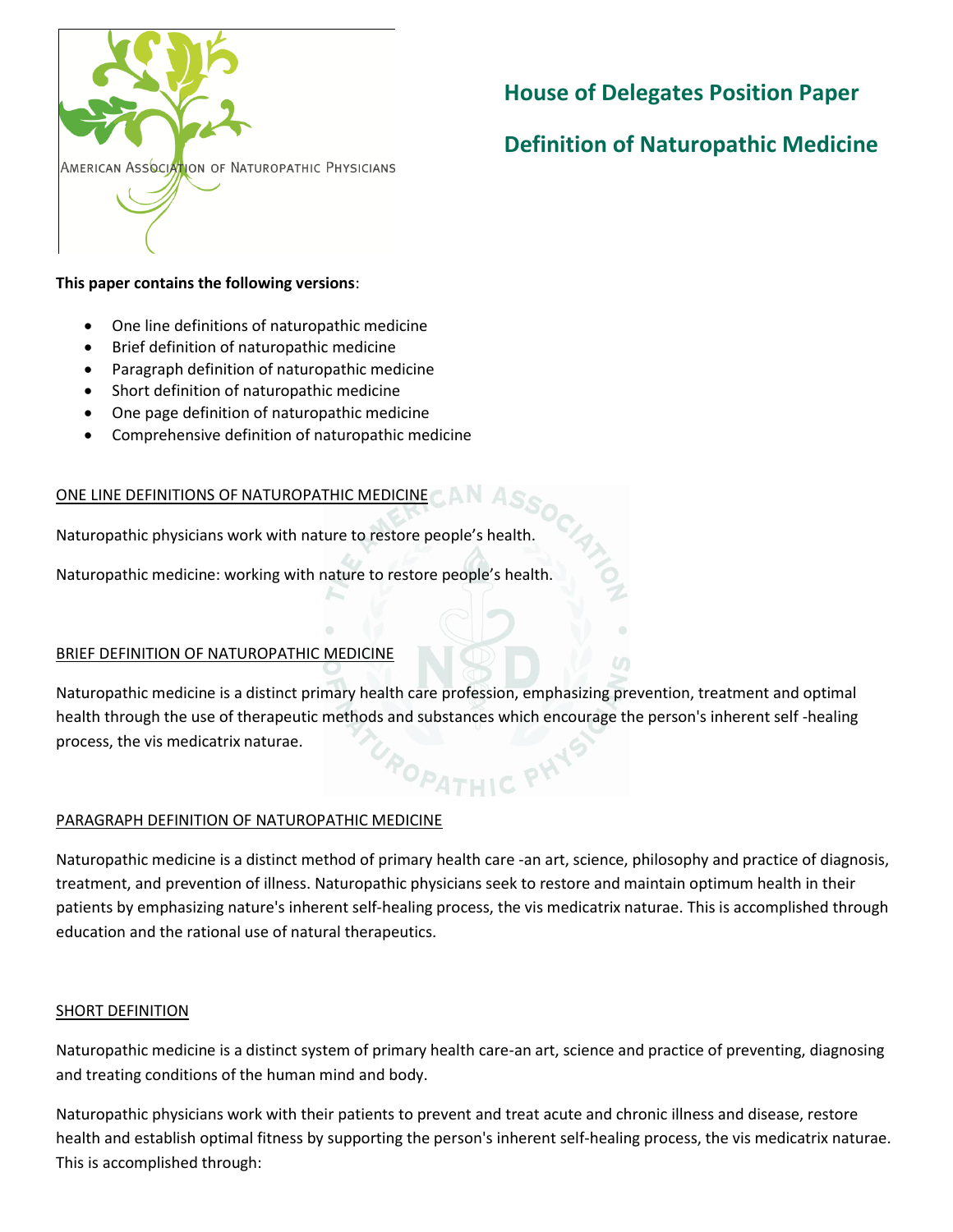American Association of Naturopathic Physicians

# House of Delegates Position Paper

# Definition of Naturopathic Medicine

**This paper contains the following versions**:

- One line definitions of naturopathic medicine
- Brief definition of naturopathic medicine
- Paragraph definition of naturopathic medicine
- Short definition of naturopathic medicine
- One page definition of naturopathic medicine
- Comprehensive definition of naturopathic medicine

## ONE LINE DEFINITIONS OF NATUROPATHIC MEDICINE

Naturopathic physicians work with nature to restore people's health.

Naturopathic medicine: working with nature to restore people's health.

## BRIEF DEFINITION OF NATUROPATHIC MEDICINE

Naturopathic medicine is a distinct primary health care profession, emphasizing prevention, treatment and optimal health through the use of therapeutic methods and substances which encourage the person's inherent self -healing process, the vis medicatrix naturae.

## PARAGRAPH DEFINITION OF NATUROPATHIC MEDICINE

Naturopathic medicine is a distinct method of primary health care -an art, science, philosophy and practice of diagnosis, treatment, and prevention of illness. Naturopathic physicians seek to restore and maintain optimum health in their patients by emphasizing nature's inherent self-healing process, the vis medicatrix naturae. This is accomplished through education and the rational use of natural therapeutics.

## SHORT DEFINITION

Naturopathic medicine is a distinct system of primary health care-an art, science and practice of preventing, diagnosing and treating conditions of the human mind and body.

Naturopathic physicians work with their patients to prevent and treat acute and chronic illness and disease, restore health and establish optimal fitness by supporting the person's inherent self-healing process, the vis medicatrix naturae. This is accomplished through: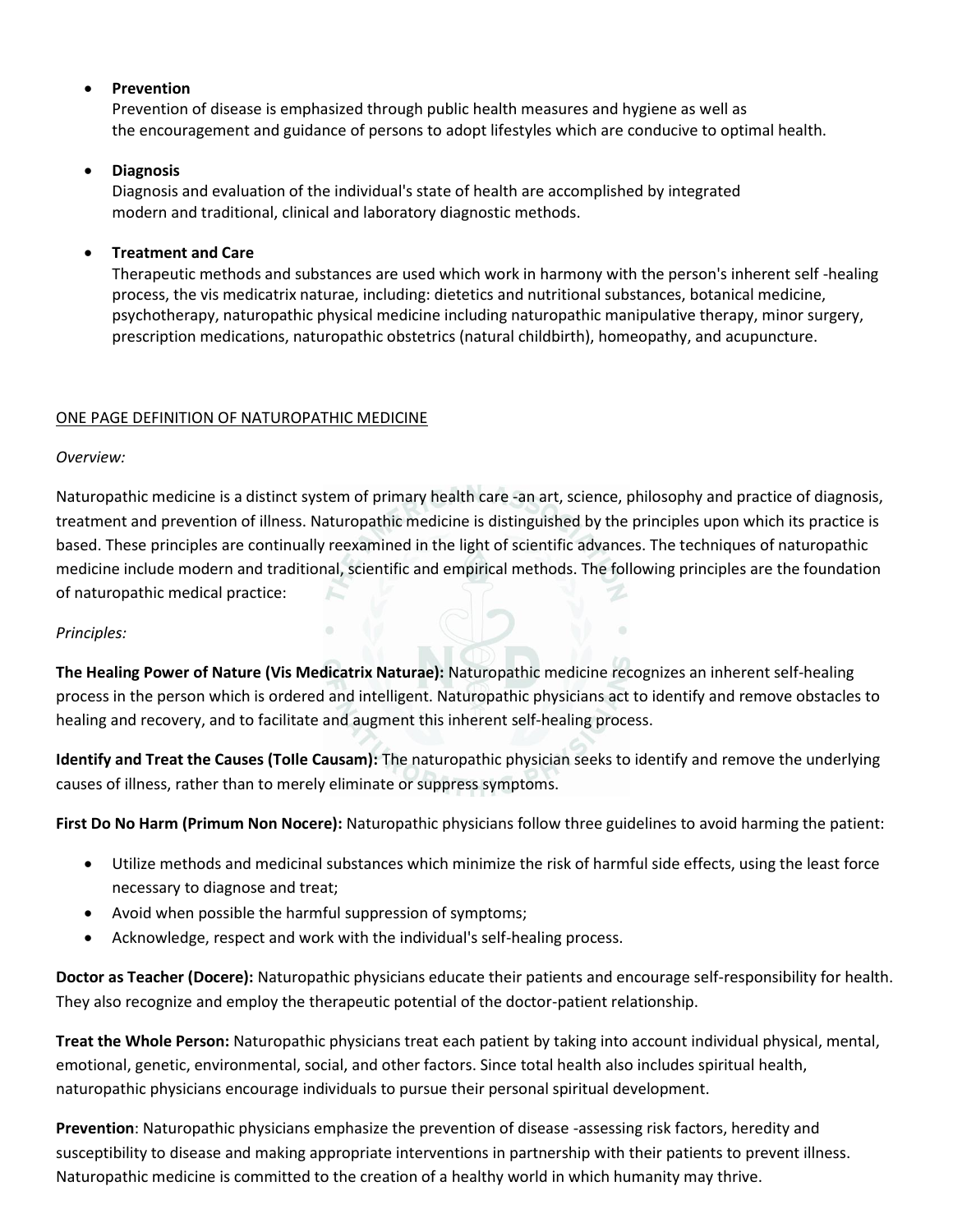- **Prevention**
  Prevention of disease is emphasized through public health measures and hygiene as well as the encouragement and guidance of persons to adopt lifestyles which are conducive to optimal health.

- **Diagnosis**
  Diagnosis and evaluation of the individual's state of health are accomplished by integrated modern and traditional, clinical and laboratory diagnostic methods.

- **Treatment and Care**
  Therapeutic methods and substances are used which work in harmony with the person's inherent self -healing process, the vis medicatrix naturae, including: dietetics and nutritional substances, botanical medicine, psychotherapy, naturopathic physical medicine including naturopathic manipulative therapy, minor surgery, prescription medications, naturopathic obstetrics (natural childbirth), homeopathy, and acupuncture.

<u>ONE PAGE DEFINITION OF NATUROPATHIC MEDICINE</u>

*Overview:*

Naturopathic medicine is a distinct system of primary health care -an art, science, philosophy and practice of diagnosis, treatment and prevention of illness. Naturopathic medicine is distinguished by the principles upon which its practice is based. These principles are continually reexamined in the light of scientific advances. The techniques of naturopathic medicine include modern and traditional, scientific and empirical methods. The following principles are the foundation of naturopathic medical practice:

*Principles:*

**The Healing Power of Nature (Vis Medicatrix Naturae):** Naturopathic medicine recognizes an inherent self-healing process in the person which is ordered and intelligent. Naturopathic physicians act to identify and remove obstacles to healing and recovery, and to facilitate and augment this inherent self-healing process.

**Identify and Treat the Causes (Tolle Causam):** The naturopathic physician seeks to identify and remove the underlying causes of illness, rather than to merely eliminate or suppress symptoms.

**First Do No Harm (Primum Non Nocere):** Naturopathic physicians follow three guidelines to avoid harming the patient:

- Utilize methods and medicinal substances which minimize the risk of harmful side effects, using the least force necessary to diagnose and treat;
- Avoid when possible the harmful suppression of symptoms;
- Acknowledge, respect and work with the individual's self-healing process.

**Doctor as Teacher (Docere):** Naturopathic physicians educate their patients and encourage self-responsibility for health. They also recognize and employ the therapeutic potential of the doctor-patient relationship.

**Treat the Whole Person:** Naturopathic physicians treat each patient by taking into account individual physical, mental, emotional, genetic, environmental, social, and other factors. Since total health also includes spiritual health, naturopathic physicians encourage individuals to pursue their personal spiritual development.

**Prevention**: Naturopathic physicians emphasize the prevention of disease -assessing risk factors, heredity and susceptibility to disease and making appropriate interventions in partnership with their patients to prevent illness. Naturopathic medicine is committed to the creation of a healthy world in which humanity may thrive.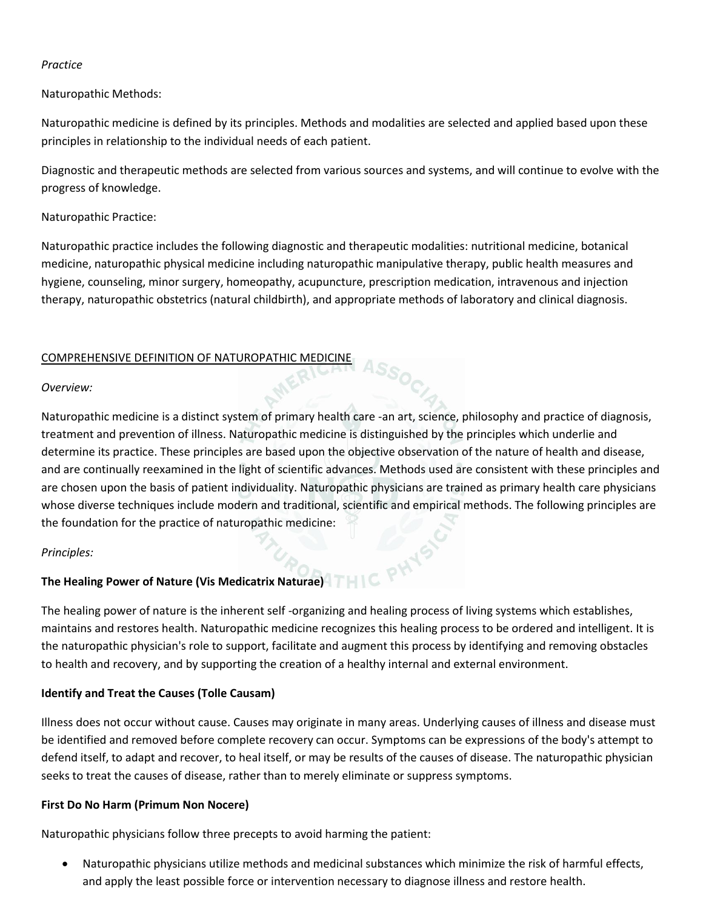*Practice*

Naturopathic Methods:

Naturopathic medicine is defined by its principles. Methods and modalities are selected and applied based upon these principles in relationship to the individual needs of each patient.

Diagnostic and therapeutic methods are selected from various sources and systems, and will continue to evolve with the progress of knowledge.

Naturopathic Practice:

Naturopathic practice includes the following diagnostic and therapeutic modalities: nutritional medicine, botanical medicine, naturopathic physical medicine including naturopathic manipulative therapy, public health measures and hygiene, counseling, minor surgery, homeopathy, acupuncture, prescription medication, intravenous and injection therapy, naturopathic obstetrics (natural childbirth), and appropriate methods of laboratory and clinical diagnosis.

COMPREHENSIVE DEFINITION OF NATUROPATHIC MEDICINE

*Overview:*

Naturopathic medicine is a distinct system of primary health care -an art, science, philosophy and practice of diagnosis, treatment and prevention of illness. Naturopathic medicine is distinguished by the principles which underlie and determine its practice. These principles are based upon the objective observation of the nature of health and disease, and are continually reexamined in the light of scientific advances. Methods used are consistent with these principles and are chosen upon the basis of patient individuality. Naturopathic physicians are trained as primary health care physicians whose diverse techniques include modern and traditional, scientific and empirical methods. The following principles are the foundation for the practice of naturopathic medicine:

*Principles:*

**The Healing Power of Nature (Vis Medicatrix Naturae)**

The healing power of nature is the inherent self -organizing and healing process of living systems which establishes, maintains and restores health. Naturopathic medicine recognizes this healing process to be ordered and intelligent. It is the naturopathic physician's role to support, facilitate and augment this process by identifying and removing obstacles to health and recovery, and by supporting the creation of a healthy internal and external environment.

**Identify and Treat the Causes (Tolle Causam)**

Illness does not occur without cause. Causes may originate in many areas. Underlying causes of illness and disease must be identified and removed before complete recovery can occur. Symptoms can be expressions of the body's attempt to defend itself, to adapt and recover, to heal itself, or may be results of the causes of disease. The naturopathic physician seeks to treat the causes of disease, rather than to merely eliminate or suppress symptoms.

**First Do No Harm (Primum Non Nocere)**

Naturopathic physicians follow three precepts to avoid harming the patient:

- Naturopathic physicians utilize methods and medicinal substances which minimize the risk of harmful effects, and apply the least possible force or intervention necessary to diagnose illness and restore health.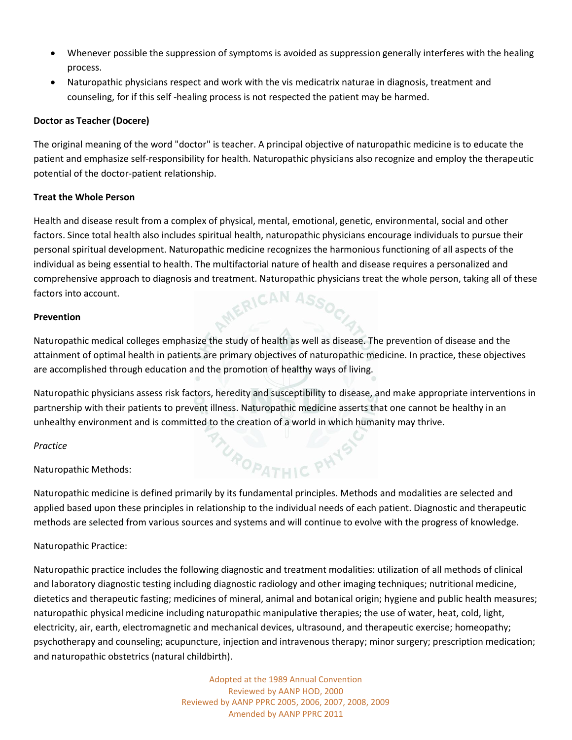- Whenever possible the suppression of symptoms is avoided as suppression generally interferes with the healing process.
- Naturopathic physicians respect and work with the vis medicatrix naturae in diagnosis, treatment and counseling, for if this self -healing process is not respected the patient may be harmed.

**Doctor as Teacher (Docere)**

The original meaning of the word "doctor" is teacher. A principal objective of naturopathic medicine is to educate the patient and emphasize self-responsibility for health. Naturopathic physicians also recognize and employ the therapeutic potential of the doctor-patient relationship.

**Treat the Whole Person**

Health and disease result from a complex of physical, mental, emotional, genetic, environmental, social and other factors. Since total health also includes spiritual health, naturopathic physicians encourage individuals to pursue their personal spiritual development. Naturopathic medicine recognizes the harmonious functioning of all aspects of the individual as being essential to health. The multifactorial nature of health and disease requires a personalized and comprehensive approach to diagnosis and treatment. Naturopathic physicians treat the whole person, taking all of these factors into account.

**Prevention**

Naturopathic medical colleges emphasize the study of health as well as disease. The prevention of disease and the attainment of optimal health in patients are primary objectives of naturopathic medicine. In practice, these objectives are accomplished through education and the promotion of healthy ways of living.

Naturopathic physicians assess risk factors, heredity and susceptibility to disease, and make appropriate interventions in partnership with their patients to prevent illness. Naturopathic medicine asserts that one cannot be healthy in an unhealthy environment and is committed to the creation of a world in which humanity may thrive.

*Practice*

Naturopathic Methods:

Naturopathic medicine is defined primarily by its fundamental principles. Methods and modalities are selected and applied based upon these principles in relationship to the individual needs of each patient. Diagnostic and therapeutic methods are selected from various sources and systems and will continue to evolve with the progress of knowledge.

Naturopathic Practice:

Naturopathic practice includes the following diagnostic and treatment modalities: utilization of all methods of clinical and laboratory diagnostic testing including diagnostic radiology and other imaging techniques; nutritional medicine, dietetics and therapeutic fasting; medicines of mineral, animal and botanical origin; hygiene and public health measures; naturopathic physical medicine including naturopathic manipulative therapies; the use of water, heat, cold, light, electricity, air, earth, electromagnetic and mechanical devices, ultrasound, and therapeutic exercise; homeopathy; psychotherapy and counseling; acupuncture, injection and intravenous therapy; minor surgery; prescription medication; and naturopathic obstetrics (natural childbirth).

Adopted at the 1989 Annual Convention
Reviewed by AANP HOD, 2000
Reviewed by AANP PPRC 2005, 2006, 2007, 2008, 2009
Amended by AANP PPRC 2011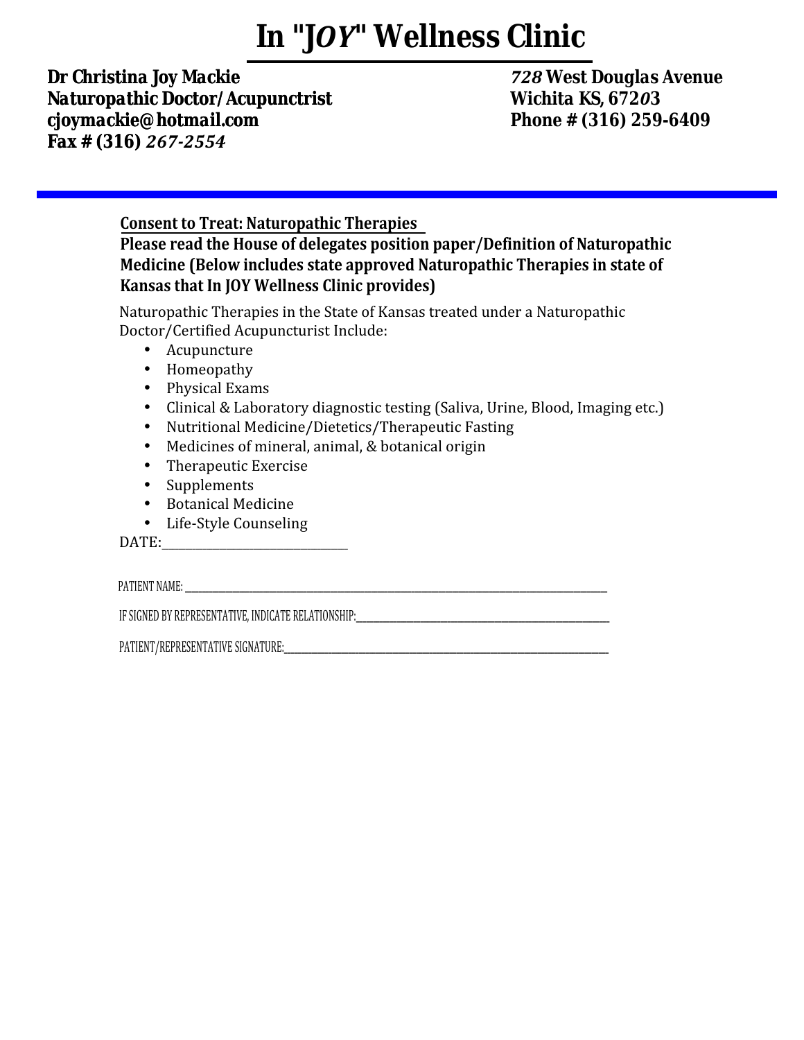# In "JOY" Wellness Clinic

**Dr Christina Joy Mackie**
**Naturopathic Doctor/Acupunctrist**
**cjoymackie@hotmail.com**
**Fax # (316) *267-2554***

***728* West Douglas Avenue**
**Wichita KS, 672*0*3**
**Phone # (316) 259-6409**

---

**Consent to Treat: Naturopathic Therapies**

**Please read the House of delegates position paper/Definition of Naturopathic Medicine (Below includes state approved Naturopathic Therapies in state of Kansas that In JOY Wellness Clinic provides)**

Naturopathic Therapies in the State of Kansas treated under a Naturopathic Doctor/Certified Acupuncturist Include:

- Acupuncture
- Homeopathy
- Physical Exams
- Clinical & Laboratory diagnostic testing (Saliva, Urine, Blood, Imaging etc.)
- Nutritional Medicine/Dietetics/Therapeutic Fasting
- Medicines of mineral, animal, & botanical origin
- Therapeutic Exercise
- Supplements
- Botanical Medicine
- Life-Style Counseling

DATE:___________________________

PATIENT NAME: ___________________________________________________________________

IF SIGNED BY REPRESENTATIVE, INDICATE RELATIONSHIP:_______________________________________

PATIENT/REPRESENTATIVE SIGNATURE:______________________________________________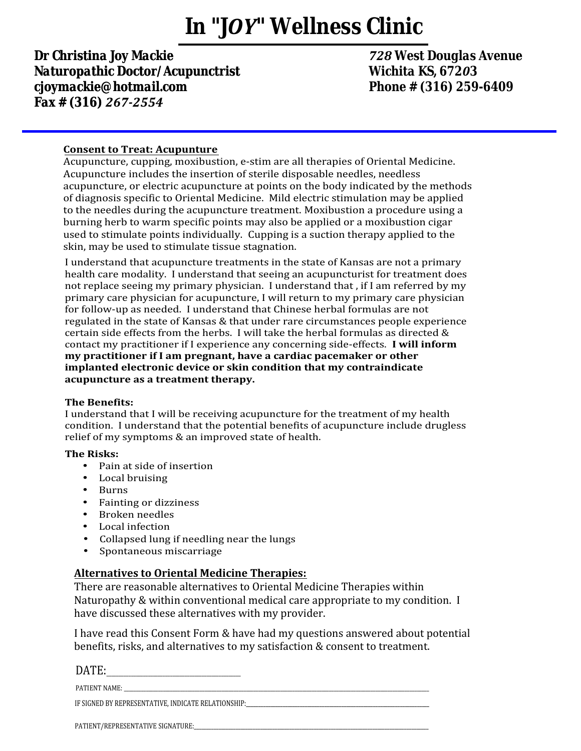# In "JOY" Wellness Clinic

**Dr Christina Joy Mackie**
**Naturopathic Doctor/Acupunctrist**
**cjoymackie@hotmail.com**
**Fax # (316) *267-2554***

***728* West Douglas Avenue**
**Wichita KS, 672*0*3**
**Phone # (316) 259-6409**

---

**Consent to Treat: Acupunture**

Acupuncture, cupping, moxibustion, e-stim are all therapies of Oriental Medicine. Acupuncture includes the insertion of sterile disposable needles, needless acupuncture, or electric acupuncture at points on the body indicated by the methods of diagnosis specific to Oriental Medicine. Mild electric stimulation may be applied to the needles during the acupuncture treatment. Moxibustion a procedure using a burning herb to warm specific points may also be applied or a moxibustion cigar used to stimulate points individually. Cupping is a suction therapy applied to the skin, may be used to stimulate tissue stagnation.

I understand that acupuncture treatments in the state of Kansas are not a primary health care modality. I understand that seeing an acupuncturist for treatment does not replace seeing my primary physician. I understand that , if I am referred by my primary care physician for acupuncture, I will return to my primary care physician for follow-up as needed. I understand that Chinese herbal formulas are not regulated in the state of Kansas & that under rare circumstances people experience certain side effects from the herbs. I will take the herbal formulas as directed & contact my practitioner if I experience any concerning side-effects. **I will inform my practitioner if I am pregnant, have a cardiac pacemaker or other implanted electronic device or skin condition that my contraindicate acupuncture as a treatment therapy.**

**The Benefits:**

I understand that I will be receiving acupuncture for the treatment of my health condition. I understand that the potential benefits of acupuncture include drugless relief of my symptoms & an improved state of health.

**The Risks:**

- Pain at side of insertion
- Local bruising
- Burns
- Fainting or dizziness
- Broken needles
- Local infection
- Collapsed lung if needling near the lungs
- Spontaneous miscarriage

**Alternatives to Oriental Medicine Therapies:**

There are reasonable alternatives to Oriental Medicine Therapies within Naturopathy & within conventional medical care appropriate to my condition. I have discussed these alternatives with my provider.

I have read this Consent Form & have had my questions answered about potential benefits, risks, and alternatives to my satisfaction & consent to treatment.

DATE:______________________________

PATIENT NAME: ____________________________________________________________________________

IF SIGNED BY REPRESENTATIVE, INDICATE RELATIONSHIP:_____________________________________________

PATIENT/REPRESENTATIVE SIGNATURE:___________________________________________________________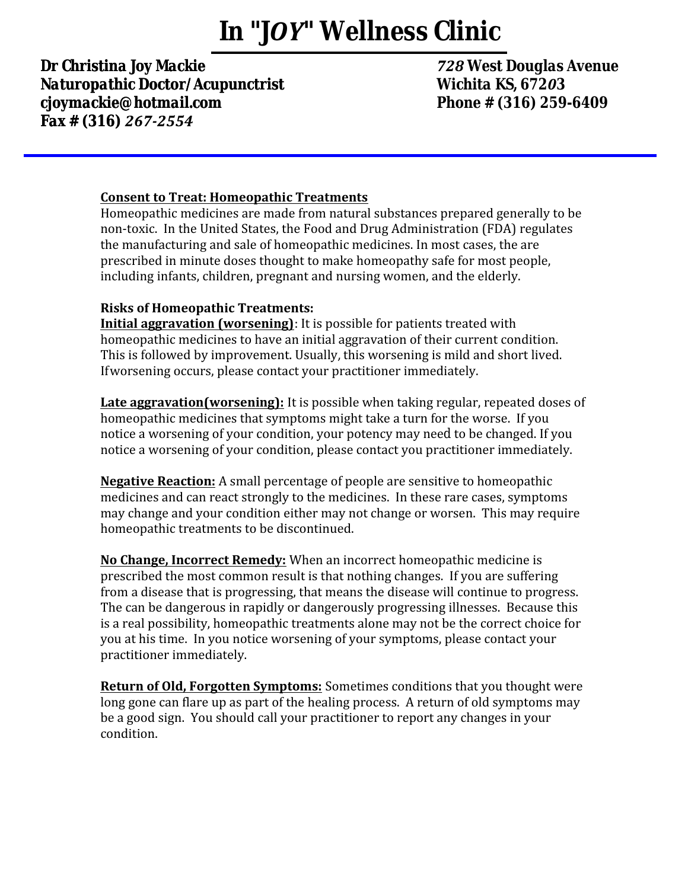# In "JOY" Wellness Clinic

**Dr Christina Joy Mackie**
**Naturopathic Doctor/Acupunctrist**
**cjoymackie@hotmail.com**
**Fax # (316) *267-2554***

***728* West Douglas Avenue**
**Wichita KS, 672*0*3**
**Phone # (316) 259-6409**

---

**Consent to Treat: Homeopathic Treatments**

Homeopathic medicines are made from natural substances prepared generally to be non-toxic. In the United States, the Food and Drug Administration (FDA) regulates the manufacturing and sale of homeopathic medicines. In most cases, the are prescribed in minute doses thought to make homeopathy safe for most people, including infants, children, pregnant and nursing women, and the elderly.

**Risks of Homeopathic Treatments:**

**Initial aggravation (worsening)**: It is possible for patients treated with homeopathic medicines to have an initial aggravation of their current condition. This is followed by improvement. Usually, this worsening is mild and short lived. Ifworsening occurs, please contact your practitioner immediately.

**Late aggravation(worsening):** It is possible when taking regular, repeated doses of homeopathic medicines that symptoms might take a turn for the worse. If you notice a worsening of your condition, your potency may need to be changed. If you notice a worsening of your condition, please contact you practitioner immediately.

**Negative Reaction:** A small percentage of people are sensitive to homeopathic medicines and can react strongly to the medicines. In these rare cases, symptoms may change and your condition either may not change or worsen. This may require homeopathic treatments to be discontinued.

**No Change, Incorrect Remedy:** When an incorrect homeopathic medicine is prescribed the most common result is that nothing changes. If you are suffering from a disease that is progressing, that means the disease will continue to progress. The can be dangerous in rapidly or dangerously progressing illnesses. Because this is a real possibility, homeopathic treatments alone may not be the correct choice for you at his time. In you notice worsening of your symptoms, please contact your practitioner immediately.

**Return of Old, Forgotten Symptoms:** Sometimes conditions that you thought were long gone can flare up as part of the healing process. A return of old symptoms may be a good sign. You should call your practitioner to report any changes in your condition.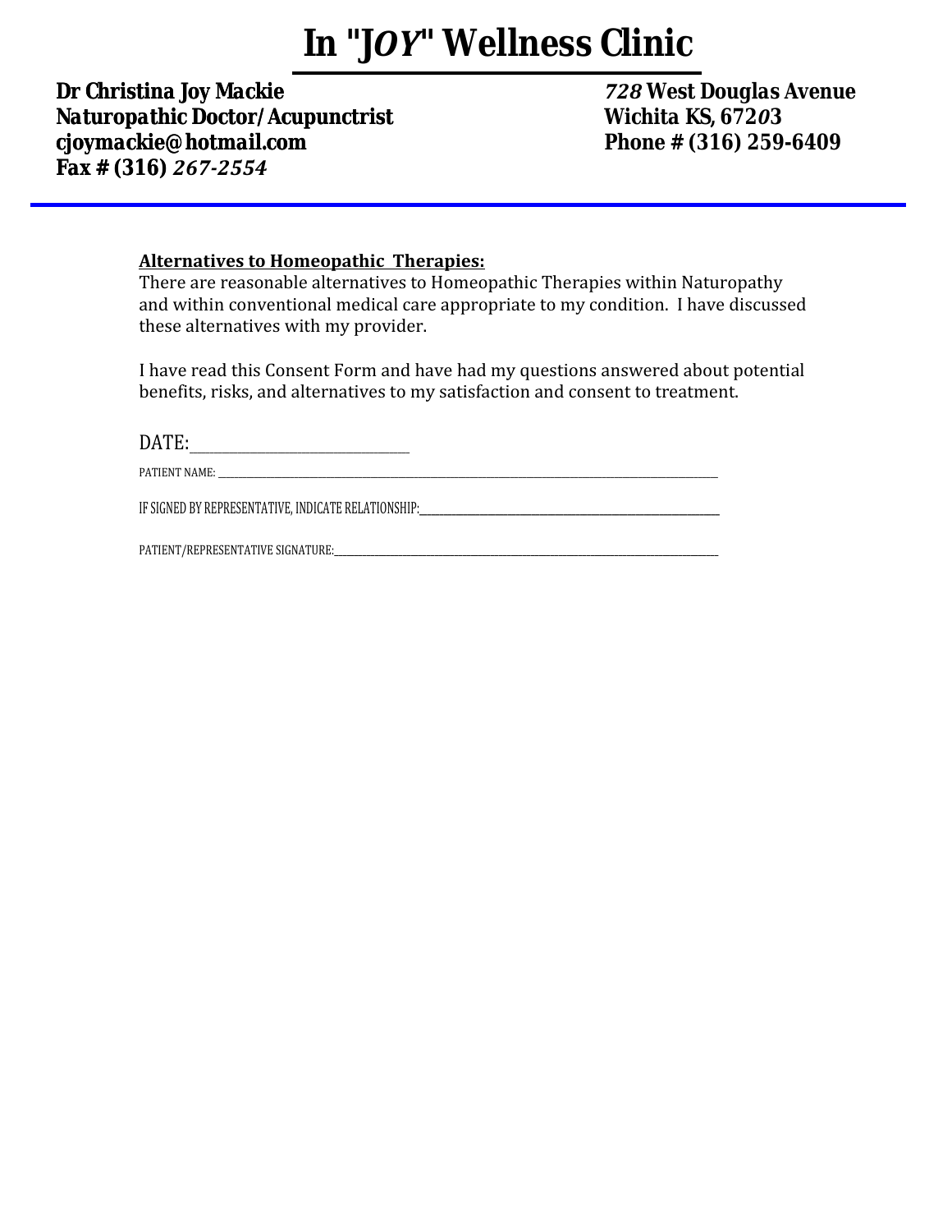# In "JOY" Wellness Clinic

**Dr Christina Joy Mackie**
**Naturopathic Doctor/Acupunctrist**
**cjoymackie@hotmail.com**
**Fax # (316) *267-2554***

***728* West Douglas Avenue**
**Wichita KS, 672*0*3**
**Phone # (316) 259-6409**

---

**Alternatives to Homeopathic Therapies:**

There are reasonable alternatives to Homeopathic Therapies within Naturopathy and within conventional medical care appropriate to my condition. I have discussed these alternatives with my provider.

I have read this Consent Form and have had my questions answered about potential benefits, risks, and alternatives to my satisfaction and consent to treatment.

DATE:______________________________

PATIENT NAME: ____________________________________________________________________________

IF SIGNED BY REPRESENTATIVE, INDICATE RELATIONSHIP:______________________________________________

PATIENT/REPRESENTATIVE SIGNATURE:_______________________________________________________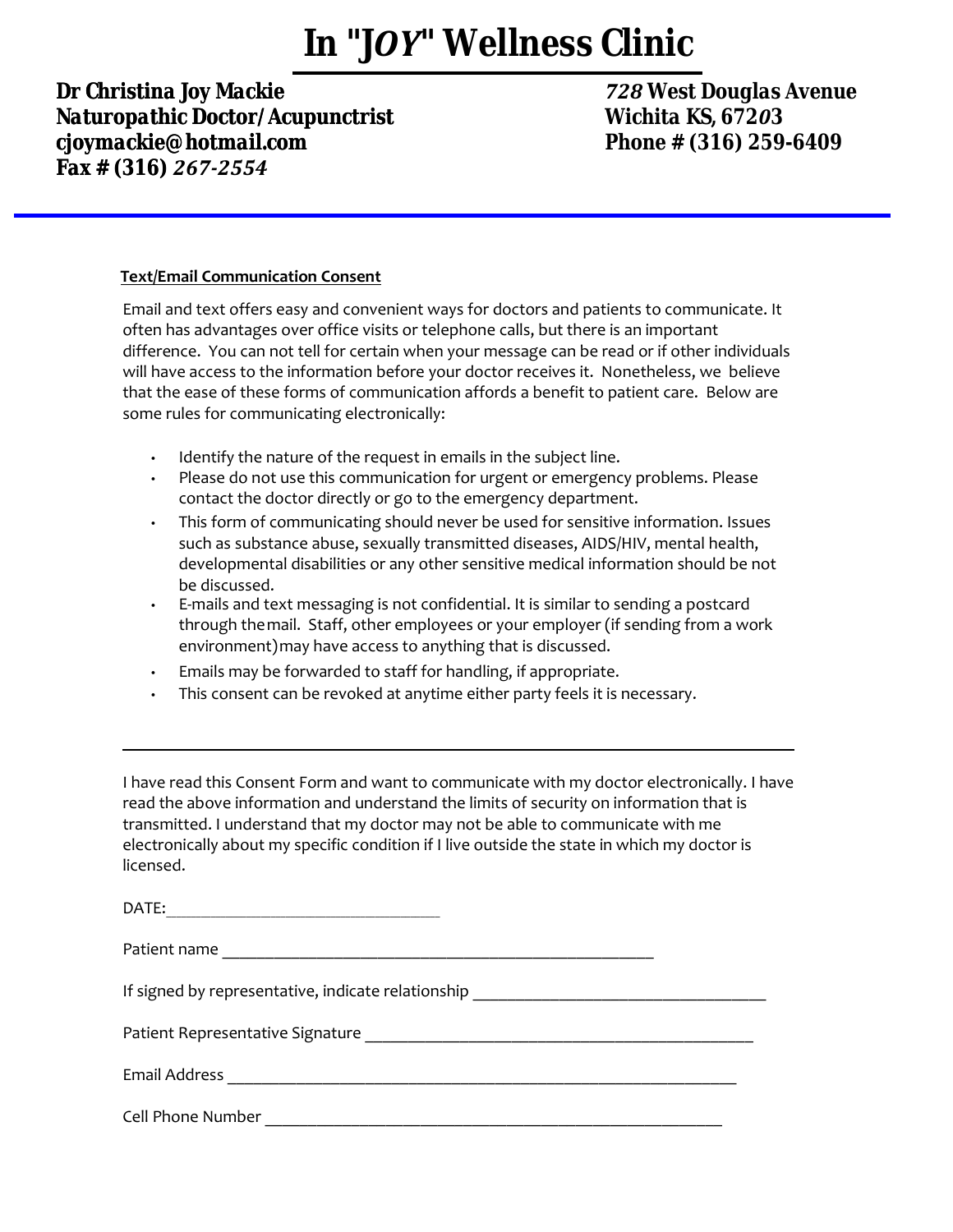# In "JOY" Wellness Clinic

**Dr Christina Joy Mackie**
**Naturopathic Doctor/Acupunctrist**
**cjoymackie@hotmail.com**
**Fax # (316) *267-2554***

***728* West Douglas Avenue**
**Wichita KS, 672*0*3**
**Phone # (316) 259-6409**

---

**Text/Email Communication Consent**

Email and text offers easy and convenient ways for doctors and patients to communicate. It often has advantages over office visits or telephone calls, but there is an important difference. You can not tell for certain when your message can be read or if other individuals will have access to the information before your doctor receives it. Nonetheless, we believe that the ease of these forms of communication affords a benefit to patient care. Below are some rules for communicating electronically:

- Identify the nature of the request in emails in the subject line.
- Please do not use this communication for urgent or emergency problems. Please contact the doctor directly or go to the emergency department.
- This form of communicating should never be used for sensitive information. Issues such as substance abuse, sexually transmitted diseases, AIDS/HIV, mental health, developmental disabilities or any other sensitive medical information should be not be discussed.
- E-mails and text messaging is not confidential. It is similar to sending a postcard through the mail. Staff, other employees or your employer (if sending from a work environment) may have access to anything that is discussed.
- Emails may be forwarded to staff for handling, if appropriate.
- This consent can be revoked at anytime either party feels it is necessary.

---

I have read this Consent Form and want to communicate with my doctor electronically. I have read the above information and understand the limits of security on information that is transmitted. I understand that my doctor may not be able to communicate with me electronically about my specific condition if I live outside the state in which my doctor is licensed.

DATE:_______________________________

Patient name ________________________________________________

If signed by representative, indicate relationship _______________________________

Patient Representative Signature __________________________________________

Email Address _________________________________________________________

Cell Phone Number ___________________________________________________